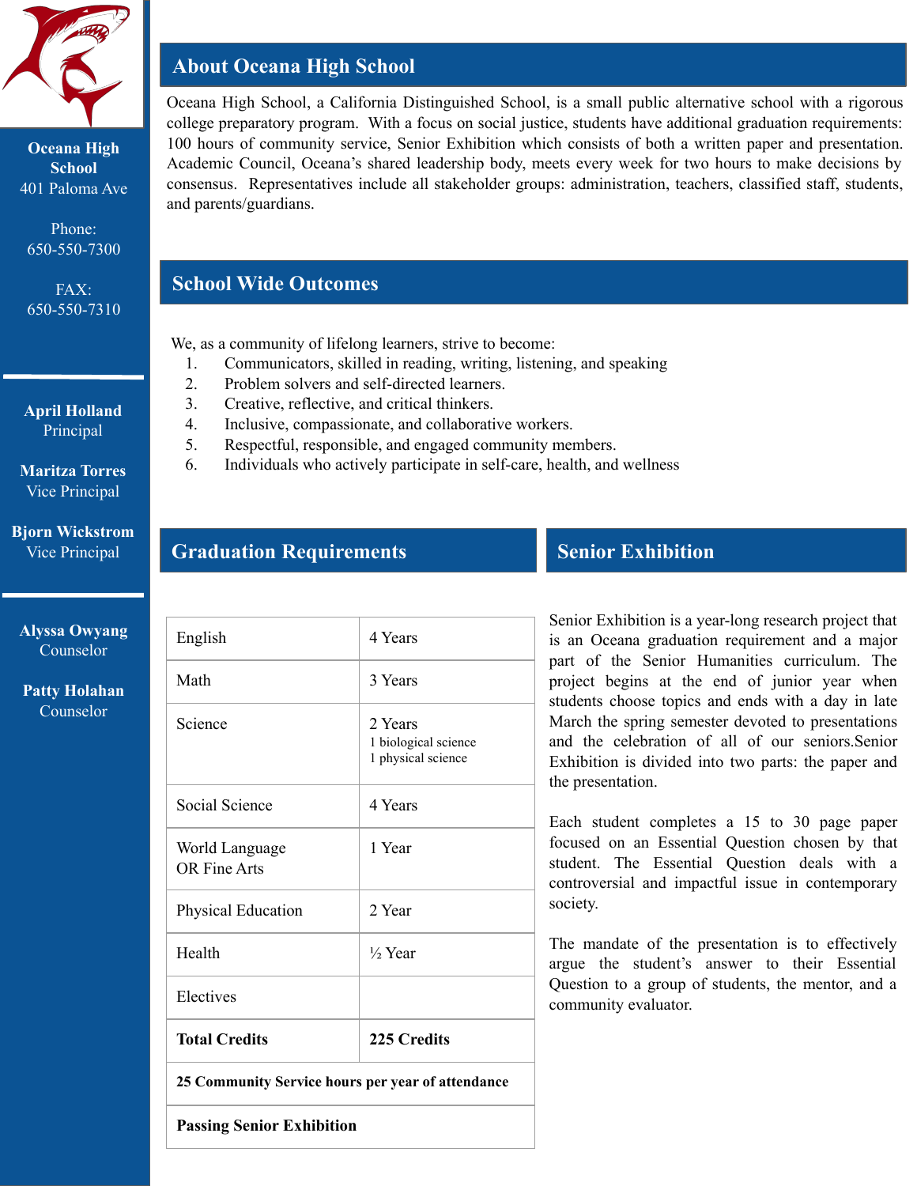**Oceana High School**
401 Paloma Ave

Phone:
650-550-7300

FAX:
650-550-7310

---

**April Holland**
Principal

**Maritza Torres**
Vice Principal

**Bjorn Wickstrom**
Vice Principal

---

**Alyssa Owyang**
Counselor

**Patty Holahan**
Counselor

## About Oceana High School

Oceana High School, a California Distinguished School, is a small public alternative school with a rigorous college preparatory program. With a focus on social justice, students have additional graduation requirements: 100 hours of community service, Senior Exhibition which consists of both a written paper and presentation. Academic Council, Oceana's shared leadership body, meets every week for two hours to make decisions by consensus. Representatives include all stakeholder groups: administration, teachers, classified staff, students, and parents/guardians.

## School Wide Outcomes

We, as a community of lifelong learners, strive to become:

1. Communicators, skilled in reading, writing, listening, and speaking
2. Problem solvers and self-directed learners.
3. Creative, reflective, and critical thinkers.
4. Inclusive, compassionate, and collaborative workers.
5. Respectful, responsible, and engaged community members.
6. Individuals who actively participate in self-care, health, and wellness

## Graduation Requirements

| Subject | Requirement |
|---|---|
| English | 4 Years |
| Math | 3 Years |
| Science | 2 Years<br>1 biological science<br>1 physical science |
| Social Science | 4 Years |
| World Language<br>OR Fine Arts | 1 Year |
| Physical Education | 2 Year |
| Health | ½ Year |
| Electives | |
| **Total Credits** | **225 Credits** |
| **25 Community Service hours per year of attendance** | |
| **Passing Senior Exhibition** | |

## Senior Exhibition

Senior Exhibition is a year-long research project that is an Oceana graduation requirement and a major part of the Senior Humanities curriculum. The project begins at the end of junior year when students choose topics and ends with a day in late March the spring semester devoted to presentations and the celebration of all of our seniors.Senior Exhibition is divided into two parts: the paper and the presentation.

Each student completes a 15 to 30 page paper focused on an Essential Question chosen by that student. The Essential Question deals with a controversial and impactful issue in contemporary society.

The mandate of the presentation is to effectively argue the student's answer to their Essential Question to a group of students, the mentor, and a community evaluator.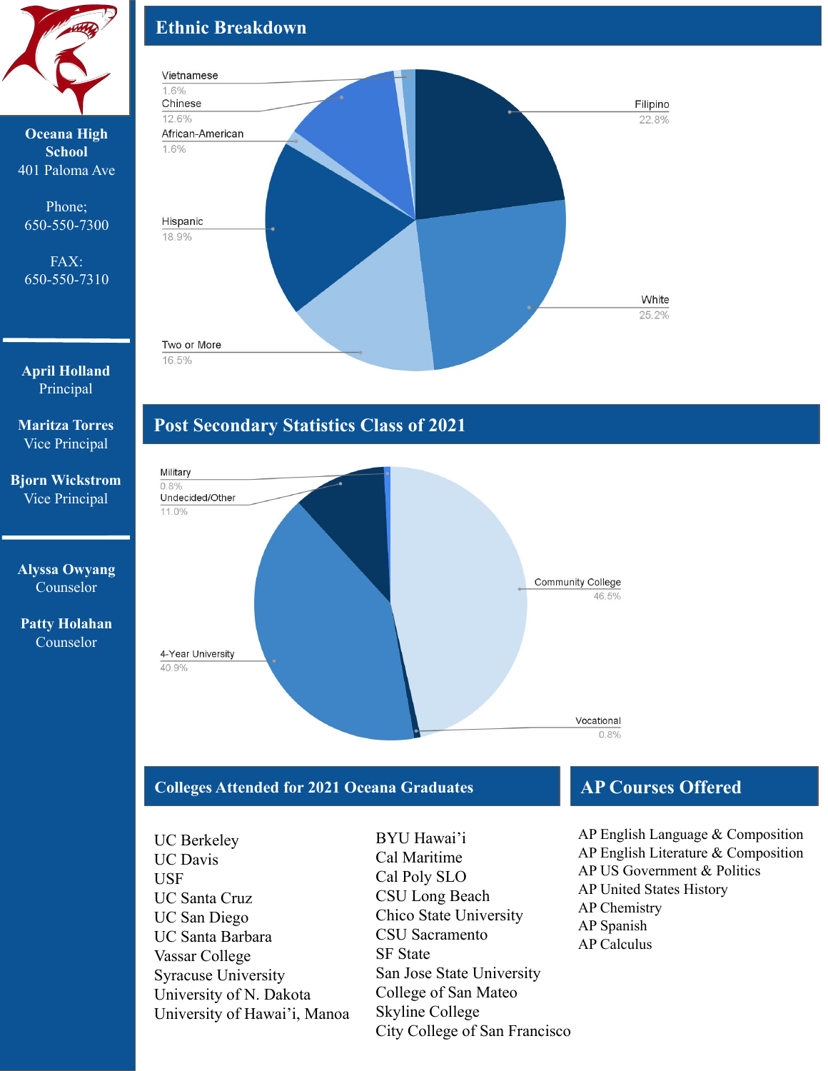**Oceana High School**
401 Paloma Ave

Phone;
650-550-7300

FAX:
650-550-7310

**April Holland**
Principal

**Maritza Torres**
Vice Principal

**Bjorn Wickstrom**
Vice Principal

**Alyssa Owyang**
Counselor

**Patty Holahan**
Counselor

## Ethnic Breakdown

Vietnamese
1.6%
Chinese
12.6%
African-American
1.6%
Hispanic
18.9%
Two or More
16.5%
Filipino
22.8%
White
25.2%

## Post Secondary Statistics Class of 2021

Military
0.8%
Undecided/Other
11.0%
4-Year University
40.9%
Community College
46.5%
Vocational
0.8%

## Colleges Attended for 2021 Oceana Graduates

UC Berkeley
UC Davis
USF
UC Santa Cruz
UC San Diego
UC Santa Barbara
Vassar College
Syracuse University
University of N. Dakota
University of Hawai'i, Manoa
BYU Hawai'i
Cal Maritime
Cal Poly SLO
CSU Long Beach
Chico State University
CSU Sacramento
SF State
San Jose State University
College of San Mateo
Skyline College
City College of San Francisco

## AP Courses Offered

AP English Language & Composition
AP English Literature & Composition
AP US Government & Politics
AP United States History
AP Chemistry
AP Spanish
AP Calculus